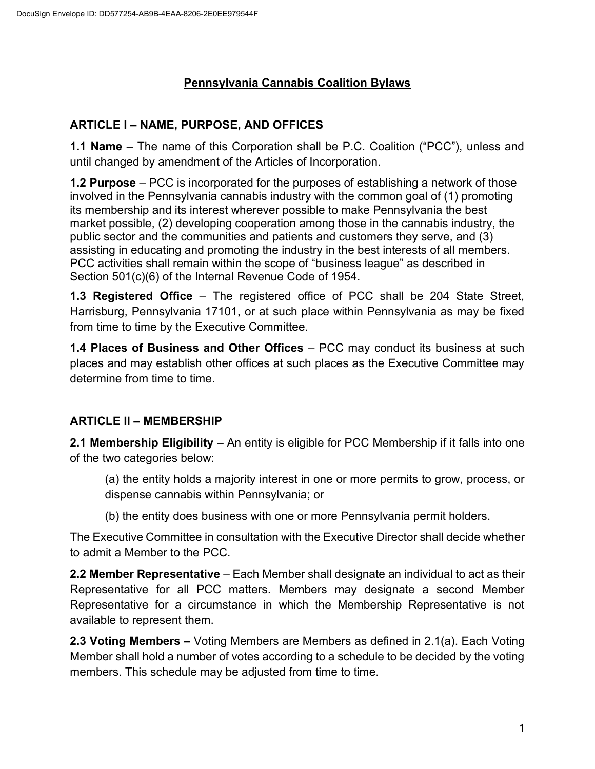# Pennsylvania Cannabis Coalition Bylaws

## ARTICLE I – NAME, PURPOSE, AND OFFICES

**1.1 Name** – The name of this Corporation shall be P.C. Coalition ("PCC"), unless and until changed by amendment of the Articles of Incorporation.

**1.2 Purpose** – PCC is incorporated for the purposes of establishing a network of those involved in the Pennsylvania cannabis industry with the common goal of (1) promoting its membership and its interest wherever possible to make Pennsylvania the best market possible, (2) developing cooperation among those in the cannabis industry, the public sector and the communities and patients and customers they serve, and (3) assisting in educating and promoting the industry in the best interests of all members. PCC activities shall remain within the scope of "business league" as described in Section 501(c)(6) of the Internal Revenue Code of 1954.

**1.3 Registered Office** – The registered office of PCC shall be 204 State Street, Harrisburg, Pennsylvania 17101, or at such place within Pennsylvania as may be fixed from time to time by the Executive Committee.

**1.4 Places of Business and Other Offices** – PCC may conduct its business at such places and may establish other offices at such places as the Executive Committee may determine from time to time.

## ARTICLE II – MEMBERSHIP

**2.1 Membership Eligibility** – An entity is eligible for PCC Membership if it falls into one of the two categories below:

(a) the entity holds a majority interest in one or more permits to grow, process, or dispense cannabis within Pennsylvania; or

(b) the entity does business with one or more Pennsylvania permit holders.

The Executive Committee in consultation with the Executive Director shall decide whether to admit a Member to the PCC.

**2.2 Member Representative** – Each Member shall designate an individual to act as their Representative for all PCC matters. Members may designate a second Member Representative for a circumstance in which the Membership Representative is not available to represent them.

**2.3 Voting Members –** Voting Members are Members as defined in 2.1(a). Each Voting Member shall hold a number of votes according to a schedule to be decided by the voting members. This schedule may be adjusted from time to time.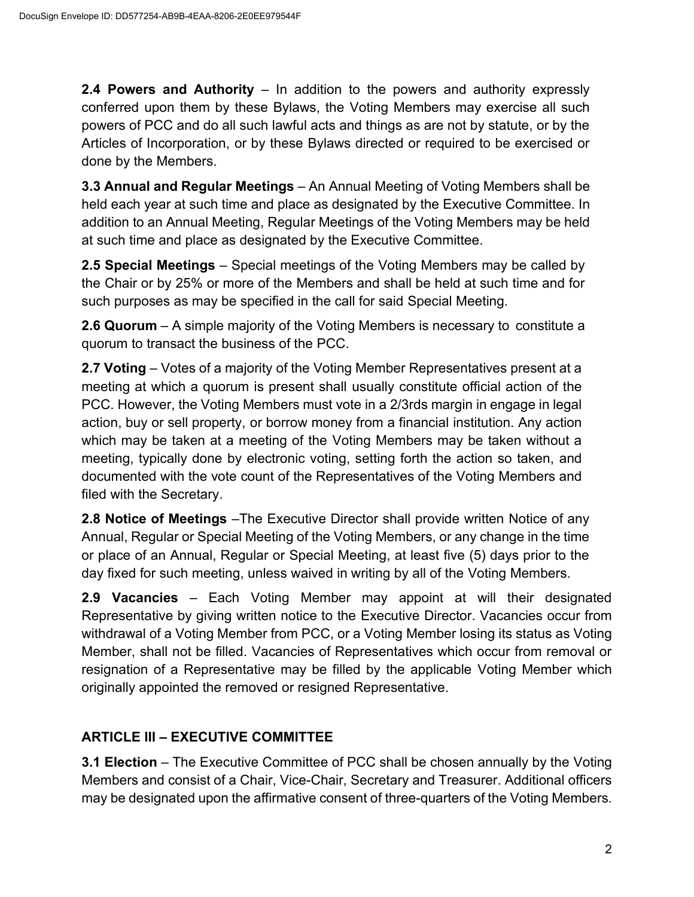**2.4 Powers and Authority** – In addition to the powers and authority expressly conferred upon them by these Bylaws, the Voting Members may exercise all such powers of PCC and do all such lawful acts and things as are not by statute, or by the Articles of Incorporation, or by these Bylaws directed or required to be exercised or done by the Members.

**3.3 Annual and Regular Meetings** – An Annual Meeting of Voting Members shall be held each year at such time and place as designated by the Executive Committee. In addition to an Annual Meeting, Regular Meetings of the Voting Members may be held at such time and place as designated by the Executive Committee.

**2.5 Special Meetings** – Special meetings of the Voting Members may be called by the Chair or by 25% or more of the Members and shall be held at such time and for such purposes as may be specified in the call for said Special Meeting.

**2.6 Quorum** – A simple majority of the Voting Members is necessary to constitute a quorum to transact the business of the PCC.

**2.7 Voting** – Votes of a majority of the Voting Member Representatives present at a meeting at which a quorum is present shall usually constitute official action of the PCC. However, the Voting Members must vote in a 2/3rds margin in engage in legal action, buy or sell property, or borrow money from a financial institution. Any action which may be taken at a meeting of the Voting Members may be taken without a meeting, typically done by electronic voting, setting forth the action so taken, and documented with the vote count of the Representatives of the Voting Members and filed with the Secretary.

**2.8 Notice of Meetings** –The Executive Director shall provide written Notice of any Annual, Regular or Special Meeting of the Voting Members, or any change in the time or place of an Annual, Regular or Special Meeting, at least five (5) days prior to the day fixed for such meeting, unless waived in writing by all of the Voting Members.

**2.9 Vacancies** – Each Voting Member may appoint at will their designated Representative by giving written notice to the Executive Director. Vacancies occur from withdrawal of a Voting Member from PCC, or a Voting Member losing its status as Voting Member, shall not be filled. Vacancies of Representatives which occur from removal or resignation of a Representative may be filled by the applicable Voting Member which originally appointed the removed or resigned Representative.

## ARTICLE III – EXECUTIVE COMMITTEE

**3.1 Election** – The Executive Committee of PCC shall be chosen annually by the Voting Members and consist of a Chair, Vice-Chair, Secretary and Treasurer. Additional officers may be designated upon the affirmative consent of three-quarters of the Voting Members.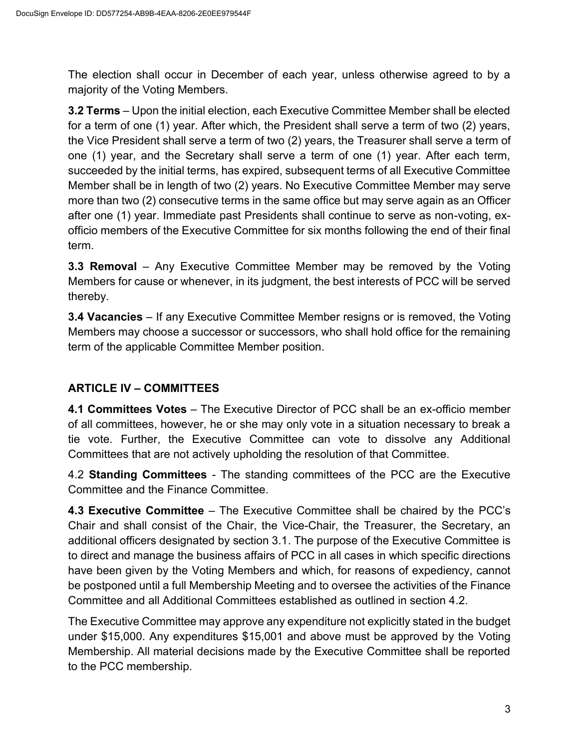The election shall occur in December of each year, unless otherwise agreed to by a majority of the Voting Members.

**3.2 Terms** – Upon the initial election, each Executive Committee Member shall be elected for a term of one (1) year. After which, the President shall serve a term of two (2) years, the Vice President shall serve a term of two (2) years, the Treasurer shall serve a term of one (1) year, and the Secretary shall serve a term of one (1) year. After each term, succeeded by the initial terms, has expired, subsequent terms of all Executive Committee Member shall be in length of two (2) years. No Executive Committee Member may serve more than two (2) consecutive terms in the same office but may serve again as an Officer after one (1) year. Immediate past Presidents shall continue to serve as non-voting, ex-officio members of the Executive Committee for six months following the end of their final term.

**3.3 Removal** – Any Executive Committee Member may be removed by the Voting Members for cause or whenever, in its judgment, the best interests of PCC will be served thereby.

**3.4 Vacancies** – If any Executive Committee Member resigns or is removed, the Voting Members may choose a successor or successors, who shall hold office for the remaining term of the applicable Committee Member position.

## ARTICLE IV – COMMITTEES

**4.1 Committees Votes** – The Executive Director of PCC shall be an ex-officio member of all committees, however, he or she may only vote in a situation necessary to break a tie vote. Further, the Executive Committee can vote to dissolve any Additional Committees that are not actively upholding the resolution of that Committee.

4.2 **Standing Committees** - The standing committees of the PCC are the Executive Committee and the Finance Committee.

**4.3 Executive Committee** – The Executive Committee shall be chaired by the PCC's Chair and shall consist of the Chair, the Vice-Chair, the Treasurer, the Secretary, an additional officers designated by section 3.1. The purpose of the Executive Committee is to direct and manage the business affairs of PCC in all cases in which specific directions have been given by the Voting Members and which, for reasons of expediency, cannot be postponed until a full Membership Meeting and to oversee the activities of the Finance Committee and all Additional Committees established as outlined in section 4.2.

The Executive Committee may approve any expenditure not explicitly stated in the budget under $15,000. Any expenditures $15,001 and above must be approved by the Voting Membership. All material decisions made by the Executive Committee shall be reported to the PCC membership.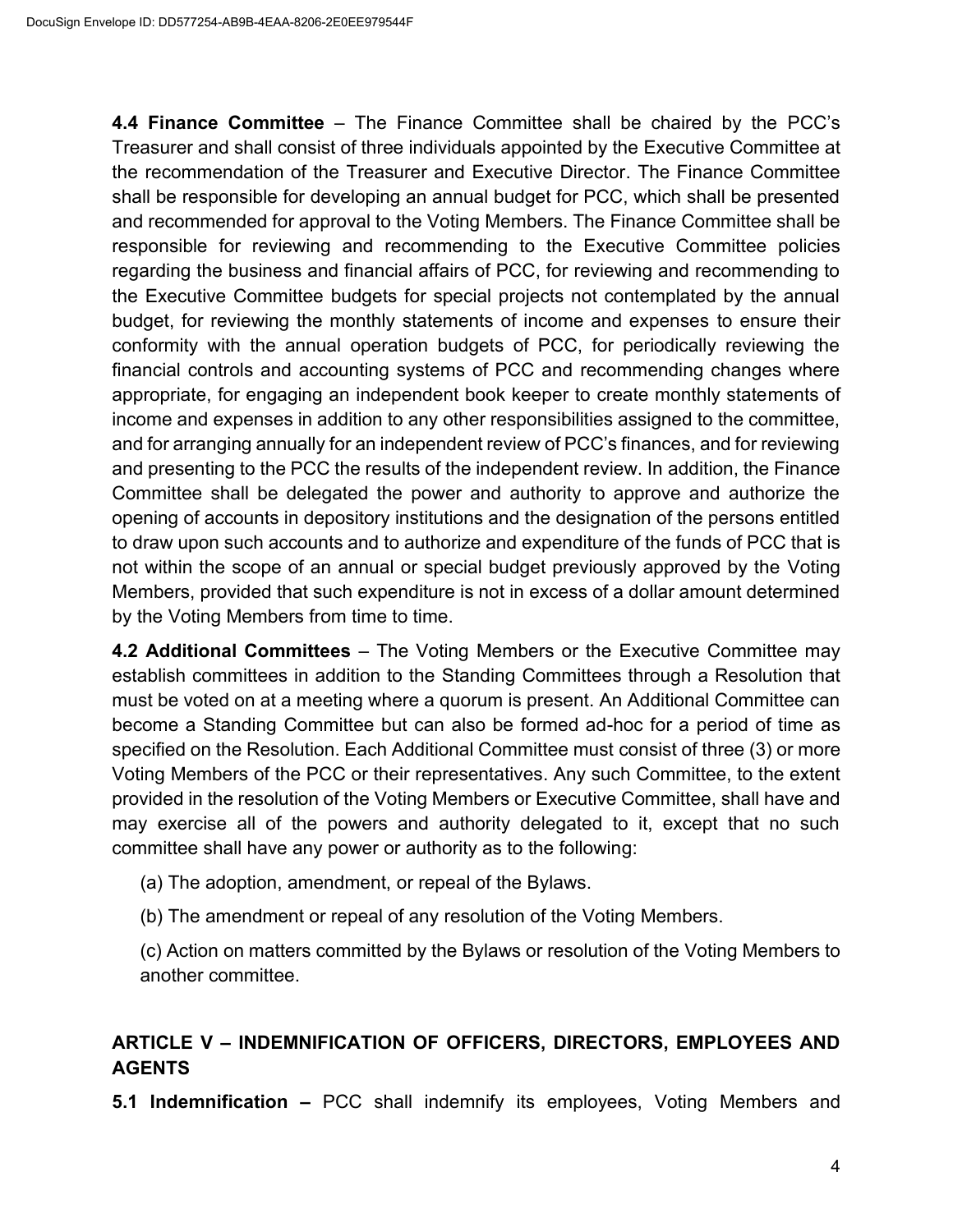**4.4 Finance Committee** – The Finance Committee shall be chaired by the PCC's Treasurer and shall consist of three individuals appointed by the Executive Committee at the recommendation of the Treasurer and Executive Director. The Finance Committee shall be responsible for developing an annual budget for PCC, which shall be presented and recommended for approval to the Voting Members. The Finance Committee shall be responsible for reviewing and recommending to the Executive Committee policies regarding the business and financial affairs of PCC, for reviewing and recommending to the Executive Committee budgets for special projects not contemplated by the annual budget, for reviewing the monthly statements of income and expenses to ensure their conformity with the annual operation budgets of PCC, for periodically reviewing the financial controls and accounting systems of PCC and recommending changes where appropriate, for engaging an independent book keeper to create monthly statements of income and expenses in addition to any other responsibilities assigned to the committee, and for arranging annually for an independent review of PCC's finances, and for reviewing and presenting to the PCC the results of the independent review. In addition, the Finance Committee shall be delegated the power and authority to approve and authorize the opening of accounts in depository institutions and the designation of the persons entitled to draw upon such accounts and to authorize and expenditure of the funds of PCC that is not within the scope of an annual or special budget previously approved by the Voting Members, provided that such expenditure is not in excess of a dollar amount determined by the Voting Members from time to time.

**4.2 Additional Committees** – The Voting Members or the Executive Committee may establish committees in addition to the Standing Committees through a Resolution that must be voted on at a meeting where a quorum is present. An Additional Committee can become a Standing Committee but can also be formed ad-hoc for a period of time as specified on the Resolution. Each Additional Committee must consist of three (3) or more Voting Members of the PCC or their representatives. Any such Committee, to the extent provided in the resolution of the Voting Members or Executive Committee, shall have and may exercise all of the powers and authority delegated to it, except that no such committee shall have any power or authority as to the following:

(a) The adoption, amendment, or repeal of the Bylaws.

(b) The amendment or repeal of any resolution of the Voting Members.

(c) Action on matters committed by the Bylaws or resolution of the Voting Members to another committee.

## ARTICLE V – INDEMNIFICATION OF OFFICERS, DIRECTORS, EMPLOYEES AND AGENTS

**5.1 Indemnification –** PCC shall indemnify its employees, Voting Members and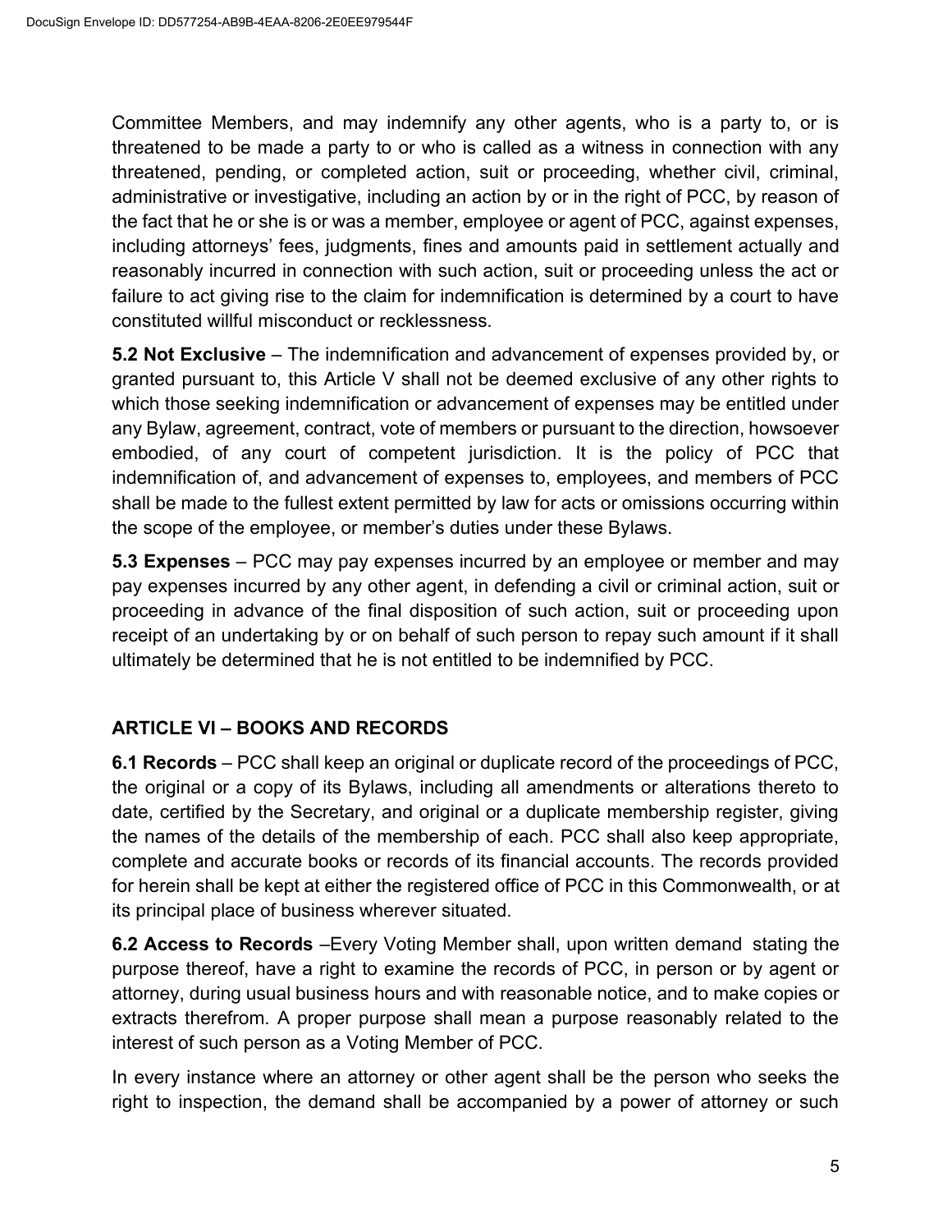Committee Members, and may indemnify any other agents, who is a party to, or is threatened to be made a party to or who is called as a witness in connection with any threatened, pending, or completed action, suit or proceeding, whether civil, criminal, administrative or investigative, including an action by or in the right of PCC, by reason of the fact that he or she is or was a member, employee or agent of PCC, against expenses, including attorneys' fees, judgments, fines and amounts paid in settlement actually and reasonably incurred in connection with such action, suit or proceeding unless the act or failure to act giving rise to the claim for indemnification is determined by a court to have constituted willful misconduct or recklessness.

**5.2 Not Exclusive** – The indemnification and advancement of expenses provided by, or granted pursuant to, this Article V shall not be deemed exclusive of any other rights to which those seeking indemnification or advancement of expenses may be entitled under any Bylaw, agreement, contract, vote of members or pursuant to the direction, howsoever embodied, of any court of competent jurisdiction. It is the policy of PCC that indemnification of, and advancement of expenses to, employees, and members of PCC shall be made to the fullest extent permitted by law for acts or omissions occurring within the scope of the employee, or member's duties under these Bylaws.

**5.3 Expenses** – PCC may pay expenses incurred by an employee or member and may pay expenses incurred by any other agent, in defending a civil or criminal action, suit or proceeding in advance of the final disposition of such action, suit or proceeding upon receipt of an undertaking by or on behalf of such person to repay such amount if it shall ultimately be determined that he is not entitled to be indemnified by PCC.

## ARTICLE VI – BOOKS AND RECORDS

**6.1 Records** – PCC shall keep an original or duplicate record of the proceedings of PCC, the original or a copy of its Bylaws, including all amendments or alterations thereto to date, certified by the Secretary, and original or a duplicate membership register, giving the names of the details of the membership of each. PCC shall also keep appropriate, complete and accurate books or records of its financial accounts. The records provided for herein shall be kept at either the registered office of PCC in this Commonwealth, or at its principal place of business wherever situated.

**6.2 Access to Records** –Every Voting Member shall, upon written demand stating the purpose thereof, have a right to examine the records of PCC, in person or by agent or attorney, during usual business hours and with reasonable notice, and to make copies or extracts therefrom. A proper purpose shall mean a purpose reasonably related to the interest of such person as a Voting Member of PCC.

In every instance where an attorney or other agent shall be the person who seeks the right to inspection, the demand shall be accompanied by a power of attorney or such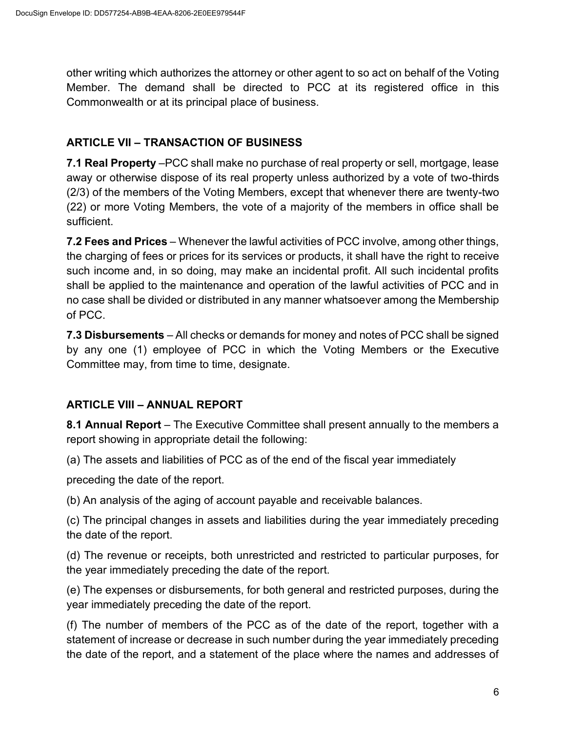other writing which authorizes the attorney or other agent to so act on behalf of the Voting Member. The demand shall be directed to PCC at its registered office in this Commonwealth or at its principal place of business.

## ARTICLE VII – TRANSACTION OF BUSINESS

**7.1 Real Property** –PCC shall make no purchase of real property or sell, mortgage, lease away or otherwise dispose of its real property unless authorized by a vote of two-thirds (2/3) of the members of the Voting Members, except that whenever there are twenty-two (22) or more Voting Members, the vote of a majority of the members in office shall be sufficient.

**7.2 Fees and Prices** – Whenever the lawful activities of PCC involve, among other things, the charging of fees or prices for its services or products, it shall have the right to receive such income and, in so doing, may make an incidental profit. All such incidental profits shall be applied to the maintenance and operation of the lawful activities of PCC and in no case shall be divided or distributed in any manner whatsoever among the Membership of PCC.

**7.3 Disbursements** – All checks or demands for money and notes of PCC shall be signed by any one (1) employee of PCC in which the Voting Members or the Executive Committee may, from time to time, designate.

## ARTICLE VIII – ANNUAL REPORT

**8.1 Annual Report** – The Executive Committee shall present annually to the members a report showing in appropriate detail the following:

(a) The assets and liabilities of PCC as of the end of the fiscal year immediately preceding the date of the report.

(b) An analysis of the aging of account payable and receivable balances.

(c) The principal changes in assets and liabilities during the year immediately preceding the date of the report.

(d) The revenue or receipts, both unrestricted and restricted to particular purposes, for the year immediately preceding the date of the report.

(e) The expenses or disbursements, for both general and restricted purposes, during the year immediately preceding the date of the report.

(f) The number of members of the PCC as of the date of the report, together with a statement of increase or decrease in such number during the year immediately preceding the date of the report, and a statement of the place where the names and addresses of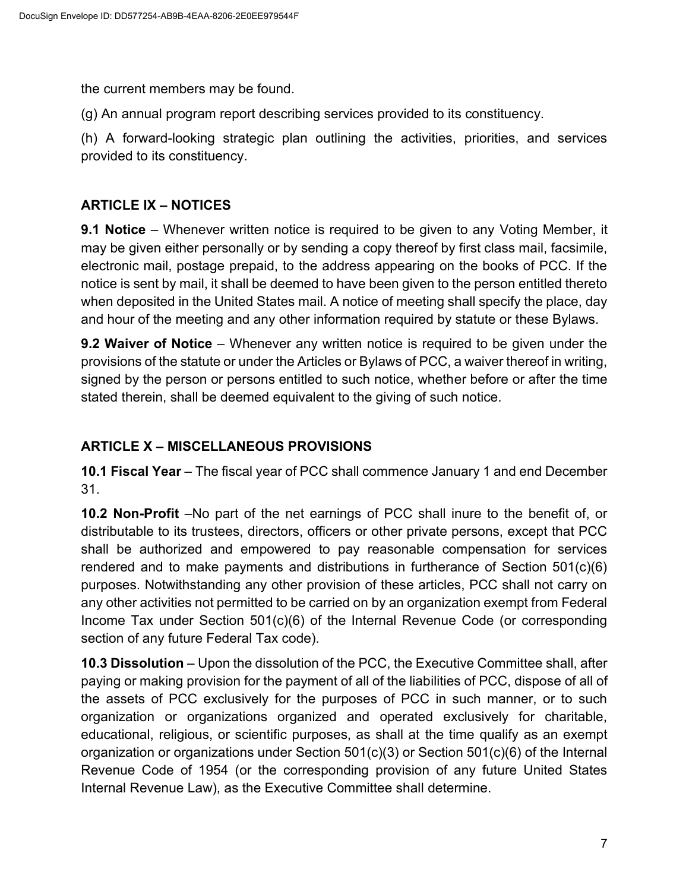the current members may be found.

(g) An annual program report describing services provided to its constituency.

(h) A forward-looking strategic plan outlining the activities, priorities, and services provided to its constituency.

## ARTICLE IX – NOTICES

**9.1 Notice** – Whenever written notice is required to be given to any Voting Member, it may be given either personally or by sending a copy thereof by first class mail, facsimile, electronic mail, postage prepaid, to the address appearing on the books of PCC. If the notice is sent by mail, it shall be deemed to have been given to the person entitled thereto when deposited in the United States mail. A notice of meeting shall specify the place, day and hour of the meeting and any other information required by statute or these Bylaws.

**9.2 Waiver of Notice** – Whenever any written notice is required to be given under the provisions of the statute or under the Articles or Bylaws of PCC, a waiver thereof in writing, signed by the person or persons entitled to such notice, whether before or after the time stated therein, shall be deemed equivalent to the giving of such notice.

## ARTICLE X – MISCELLANEOUS PROVISIONS

**10.1 Fiscal Year** – The fiscal year of PCC shall commence January 1 and end December 31.

**10.2 Non-Profit** –No part of the net earnings of PCC shall inure to the benefit of, or distributable to its trustees, directors, officers or other private persons, except that PCC shall be authorized and empowered to pay reasonable compensation for services rendered and to make payments and distributions in furtherance of Section 501(c)(6) purposes. Notwithstanding any other provision of these articles, PCC shall not carry on any other activities not permitted to be carried on by an organization exempt from Federal Income Tax under Section 501(c)(6) of the Internal Revenue Code (or corresponding section of any future Federal Tax code).

**10.3 Dissolution** – Upon the dissolution of the PCC, the Executive Committee shall, after paying or making provision for the payment of all of the liabilities of PCC, dispose of all of the assets of PCC exclusively for the purposes of PCC in such manner, or to such organization or organizations organized and operated exclusively for charitable, educational, religious, or scientific purposes, as shall at the time qualify as an exempt organization or organizations under Section 501(c)(3) or Section 501(c)(6) of the Internal Revenue Code of 1954 (or the corresponding provision of any future United States Internal Revenue Law), as the Executive Committee shall determine.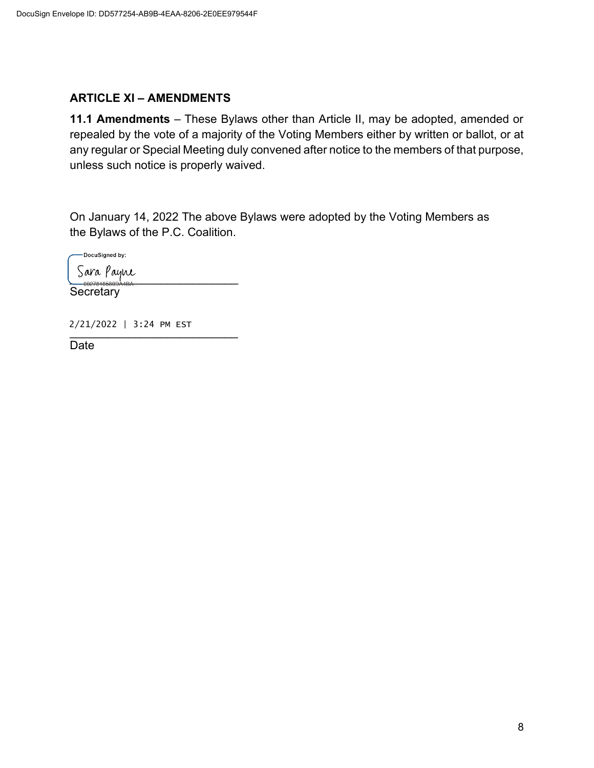## ARTICLE XI – AMENDMENTS

**11.1 Amendments** – These Bylaws other than Article II, may be adopted, amended or repealed by the vote of a majority of the Voting Members either by written or ballot, or at any regular or Special Meeting duly convened after notice to the members of that purpose, unless such notice is properly waived.

On January 14, 2022 The above Bylaws were adopted by the Voting Members as the Bylaws of the P.C. Coalition.

DocuSigned by:

Sara Payne

6027918580DA4BA...

Secretary

2/21/2022 | 3:24 PM EST

Date